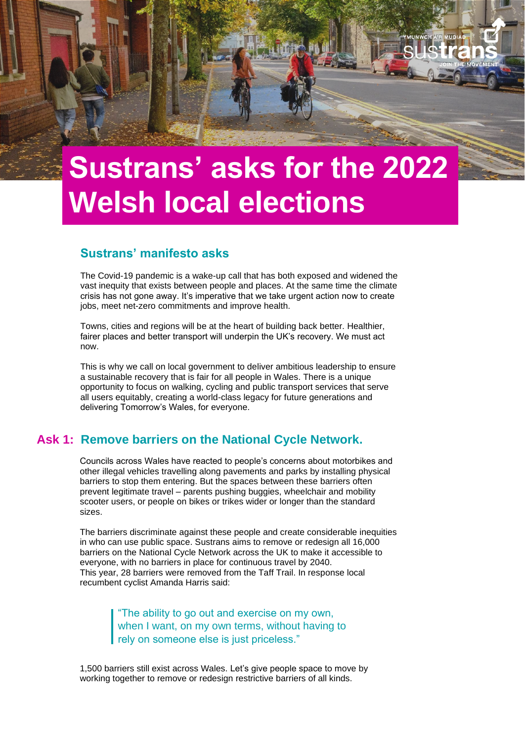# Sustrans' asks for the 2022 Welsh local elections

## Sustrans' manifesto asks

The Covid-19 pandemic is a wake-up call that has both exposed and widened the vast inequity that exists between people and places. At the same time the climate crisis has not gone away. It's imperative that we take urgent action now to create jobs, meet net-zero commitments and improve health.

Towns, cities and regions will be at the heart of building back better. Healthier, fairer places and better transport will underpin the UK's recovery. We must act now.

This is why we call on local government to deliver ambitious leadership to ensure a sustainable recovery that is fair for all people in Wales. There is a unique opportunity to focus on walking, cycling and public transport services that serve all users equitably, creating a world-class legacy for future generations and delivering Tomorrow's Wales, for everyone.

## Ask 1: Remove barriers on the National Cycle Network.

Councils across Wales have reacted to people's concerns about motorbikes and other illegal vehicles travelling along pavements and parks by installing physical barriers to stop them entering. But the spaces between these barriers often prevent legitimate travel – parents pushing buggies, wheelchair and mobility scooter users, or people on bikes or trikes wider or longer than the standard sizes.

The barriers discriminate against these people and create considerable inequities in who can use public space. Sustrans aims to remove or redesign all 16,000 barriers on the National Cycle Network across the UK to make it accessible to everyone, with no barriers in place for continuous travel by 2040.
This year, 28 barriers were removed from the Taff Trail. In response local recumbent cyclist Amanda Harris said:

> "The ability to go out and exercise on my own, when I want, on my own terms, without having to rely on someone else is just priceless."

1,500 barriers still exist across Wales. Let's give people space to move by working together to remove or redesign restrictive barriers of all kinds.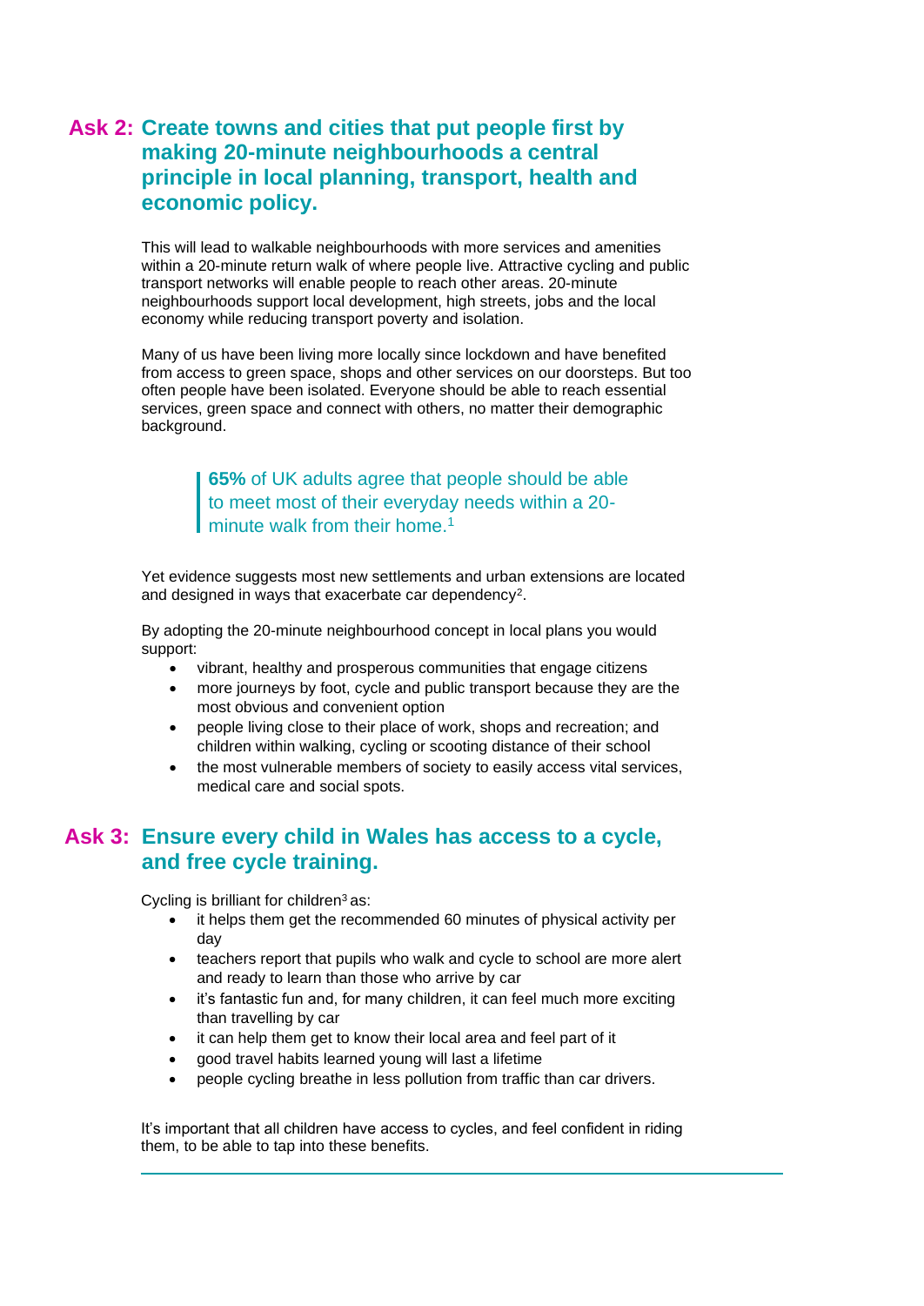## Ask 2: Create towns and cities that put people first by making 20-minute neighbourhoods a central principle in local planning, transport, health and economic policy.

This will lead to walkable neighbourhoods with more services and amenities within a 20-minute return walk of where people live. Attractive cycling and public transport networks will enable people to reach other areas. 20-minute neighbourhoods support local development, high streets, jobs and the local economy while reducing transport poverty and isolation.

Many of us have been living more locally since lockdown and have benefited from access to green space, shops and other services on our doorsteps. But too often people have been isolated. Everyone should be able to reach essential services, green space and connect with others, no matter their demographic background.

> **65%** of UK adults agree that people should be able to meet most of their everyday needs within a 20-minute walk from their home.[1]

Yet evidence suggests most new settlements and urban extensions are located and designed in ways that exacerbate car dependency[2].

By adopting the 20-minute neighbourhood concept in local plans you would support:

- vibrant, healthy and prosperous communities that engage citizens
- more journeys by foot, cycle and public transport because they are the most obvious and convenient option
- people living close to their place of work, shops and recreation; and children within walking, cycling or scooting distance of their school
- the most vulnerable members of society to easily access vital services, medical care and social spots.

## Ask 3: Ensure every child in Wales has access to a cycle, and free cycle training.

Cycling is brilliant for children[3] as:

- it helps them get the recommended 60 minutes of physical activity per day
- teachers report that pupils who walk and cycle to school are more alert and ready to learn than those who arrive by car
- it's fantastic fun and, for many children, it can feel much more exciting than travelling by car
- it can help them get to know their local area and feel part of it
- good travel habits learned young will last a lifetime
- people cycling breathe in less pollution from traffic than car drivers.

It's important that all children have access to cycles, and feel confident in riding them, to be able to tap into these benefits.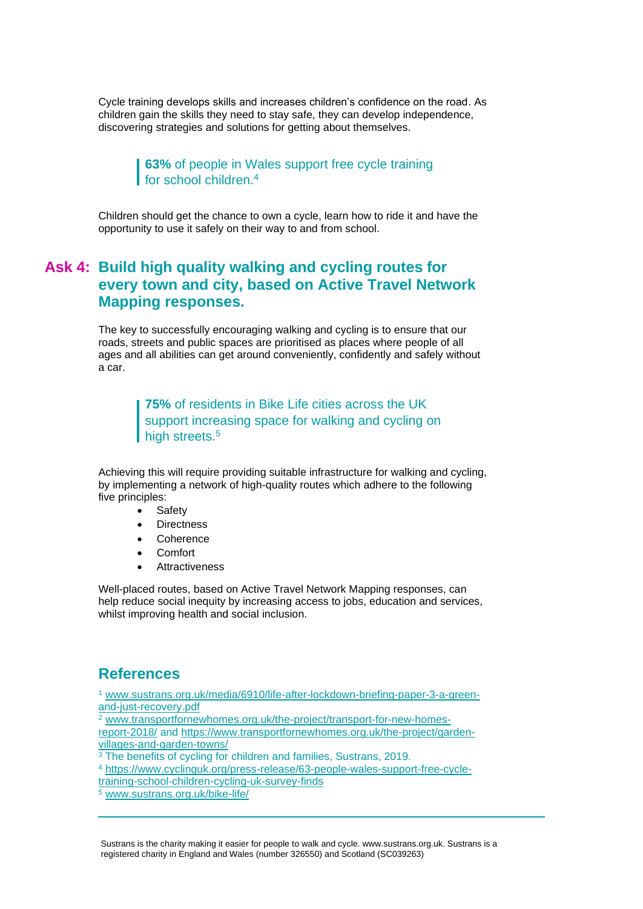Cycle training develops skills and increases children's confidence on the road. As children gain the skills they need to stay safe, they can develop independence, discovering strategies and solutions for getting about themselves.

> **63%** of people in Wales support free cycle training for school children.[4]

Children should get the chance to own a cycle, learn how to ride it and have the opportunity to use it safely on their way to and from school.

## Ask 4: Build high quality walking and cycling routes for every town and city, based on Active Travel Network Mapping responses.

The key to successfully encouraging walking and cycling is to ensure that our roads, streets and public spaces are prioritised as places where people of all ages and all abilities can get around conveniently, confidently and safely without a car.

> **75%** of residents in Bike Life cities across the UK support increasing space for walking and cycling on high streets.[5]

Achieving this will require providing suitable infrastructure for walking and cycling, by implementing a network of high-quality routes which adhere to the following five principles:

- Safety
- Directness
- Coherence
- Comfort
- Attractiveness

Well-placed routes, based on Active Travel Network Mapping responses, can help reduce social inequity by increasing access to jobs, education and services, whilst improving health and social inclusion.

## References

[1] www.sustrans.org.uk/media/6910/life-after-lockdown-briefing-paper-3-a-green-and-just-recovery.pdf
[2] www.transportfornewhomes.org.uk/the-project/transport-for-new-homes-report-2018/ and https://www.transportfornewhomes.org.uk/the-project/garden-villages-and-garden-towns/
[3] The benefits of cycling for children and families, Sustrans, 2019.
[4] https://www.cyclinguk.org/press-release/63-people-wales-support-free-cycle-training-school-children-cycling-uk-survey-finds
[5] www.sustrans.org.uk/bike-life/

---

Sustrans is the charity making it easier for people to walk and cycle. www.sustrans.org.uk. Sustrans is a registered charity in England and Wales (number 326550) and Scotland (SC039263)